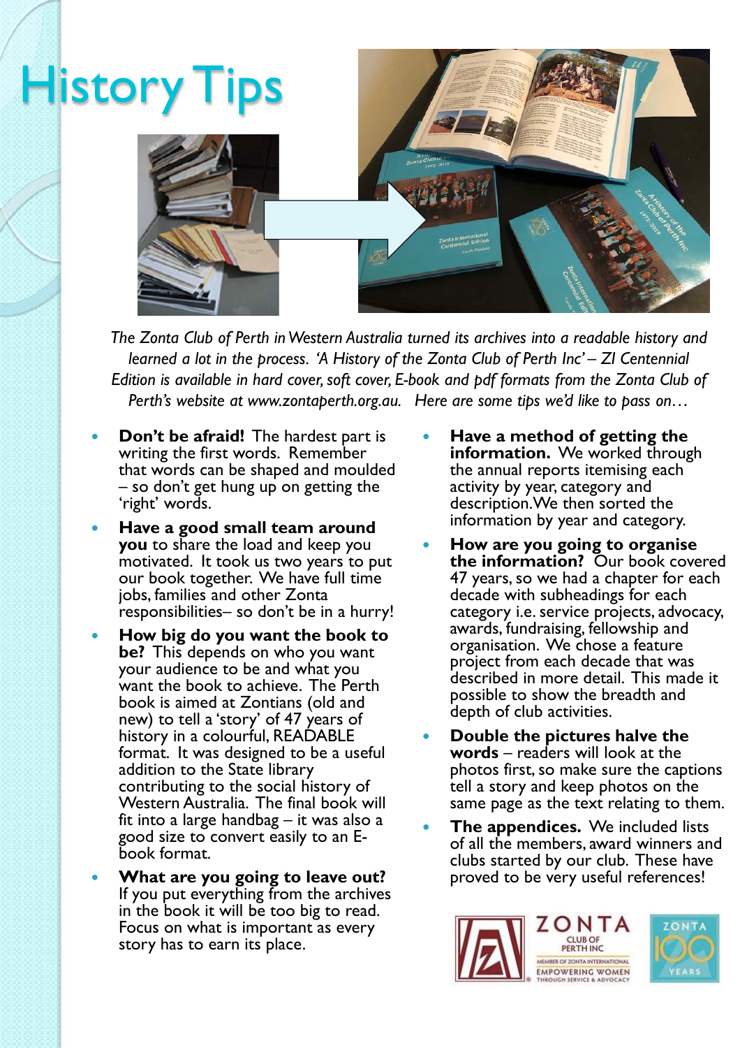# History Tips

*The Zonta Club of Perth in Western Australia turned its archives into a readable history and learned a lot in the process. 'A History of the Zonta Club of Perth Inc' – ZI Centennial Edition is available in hard cover, soft cover, E-book and pdf formats from the Zonta Club of Perth's website at www.zontaperth.org.au. Here are some tips we'd like to pass on…*

- **Don't be afraid!** The hardest part is writing the first words. Remember that words can be shaped and moulded – so don't get hung up on getting the 'right' words.
- **Have a good small team around you** to share the load and keep you motivated. It took us two years to put our book together. We have full time jobs, families and other Zonta responsibilities– so don't be in a hurry!
- **How big do you want the book to be?** This depends on who you want your audience to be and what you want the book to achieve. The Perth book is aimed at Zontians (old and new) to tell a 'story' of 47 years of history in a colourful, READABLE format. It was designed to be a useful addition to the State library contributing to the social history of Western Australia. The final book will fit into a large handbag – it was also a good size to convert easily to an E-book format.
- **What are you going to leave out?** If you put everything from the archives in the book it will be too big to read. Focus on what is important as every story has to earn its place.
- **Have a method of getting the information.** We worked through the annual reports itemising each activity by year, category and description. We then sorted the information by year and category.
- **How are you going to organise the information?** Our book covered 47 years, so we had a chapter for each decade with subheadings for each category i.e. service projects, advocacy, awards, fundraising, fellowship and organisation. We chose a feature project from each decade that was described in more detail. This made it possible to show the breadth and depth of club activities.
- **Double the pictures halve the words** – readers will look at the photos first, so make sure the captions tell a story and keep photos on the same page as the text relating to them.
- **The appendices.** We included lists of all the members, award winners and clubs started by our club. These have proved to be very useful references!

ZONTA CLUB OF PERTH INC
MEMBER OF ZONTA INTERNATIONAL
EMPOWERING WOMEN THROUGH SERVICE & ADVOCACY

ZONTA 100 YEARS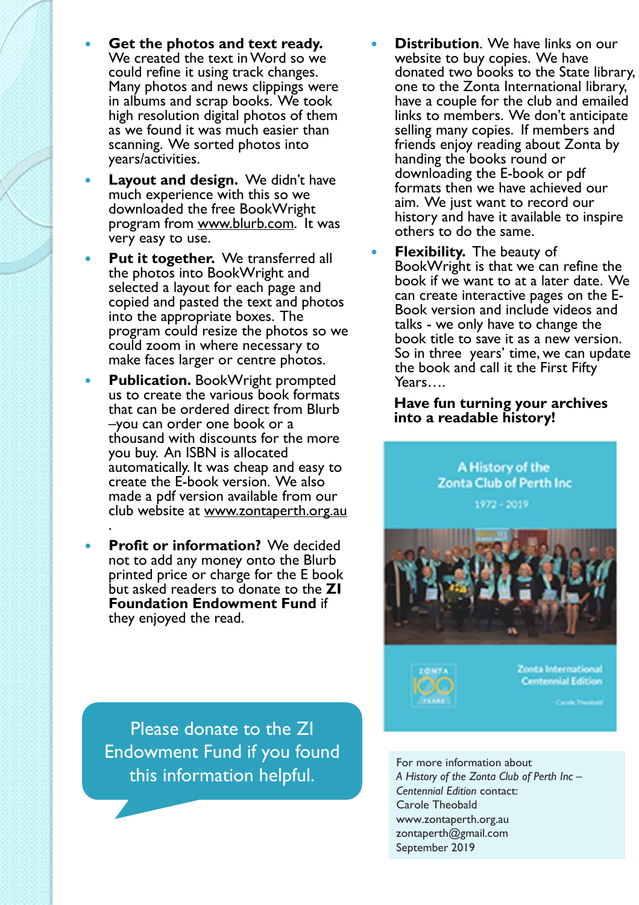- **Get the photos and text ready.** We created the text in Word so we could refine it using track changes. Many photos and news clippings were in albums and scrap books. We took high resolution digital photos of them as we found it was much easier than scanning. We sorted photos into years/activities.
- **Layout and design.** We didn't have much experience with this so we downloaded the free BookWright program from www.blurb.com. It was very easy to use.
- **Put it together.** We transferred all the photos into BookWright and selected a layout for each page and copied and pasted the text and photos into the appropriate boxes. The program could resize the photos so we could zoom in where necessary to make faces larger or centre photos.
- **Publication.** BookWright prompted us to create the various book formats that can be ordered direct from Blurb –you can order one book or a thousand with discounts for the more you buy. An ISBN is allocated automatically. It was cheap and easy to create the E-book version. We also made a pdf version available from our club website at www.zontaperth.org.au .
- **Profit or information?** We decided not to add any money onto the Blurb printed price or charge for the E book but asked readers to donate to the **ZI Foundation Endowment Fund** if they enjoyed the read.

Please donate to the ZI Endowment Fund if you found this information helpful.

- **Distribution**. We have links on our website to buy copies. We have donated two books to the State library, one to the Zonta International library, have a couple for the club and emailed links to members. We don't anticipate selling many copies. If members and friends enjoy reading about Zonta by handing the books round or downloading the E-book or pdf formats then we have achieved our aim. We just want to record our history and have it available to inspire others to do the same.
- **Flexibility.** The beauty of BookWright is that we can refine the book if we want to at a later date. We can create interactive pages on the E-Book version and include videos and talks - we only have to change the book title to save it as a new version. So in three years' time, we can update the book and call it the First Fifty Years….

**Have fun turning your archives into a readable history!**

A History of the Zonta Club of Perth Inc

1972 - 2019

ZONTA 100 YEARS

Zonta International Centennial Edition

Carole Theobald

For more information about *A History of the Zonta Club of Perth Inc – Centennial Edition* contact:
Carole Theobald
www.zontaperth.org.au
zontaperth@gmail.com
September 2019